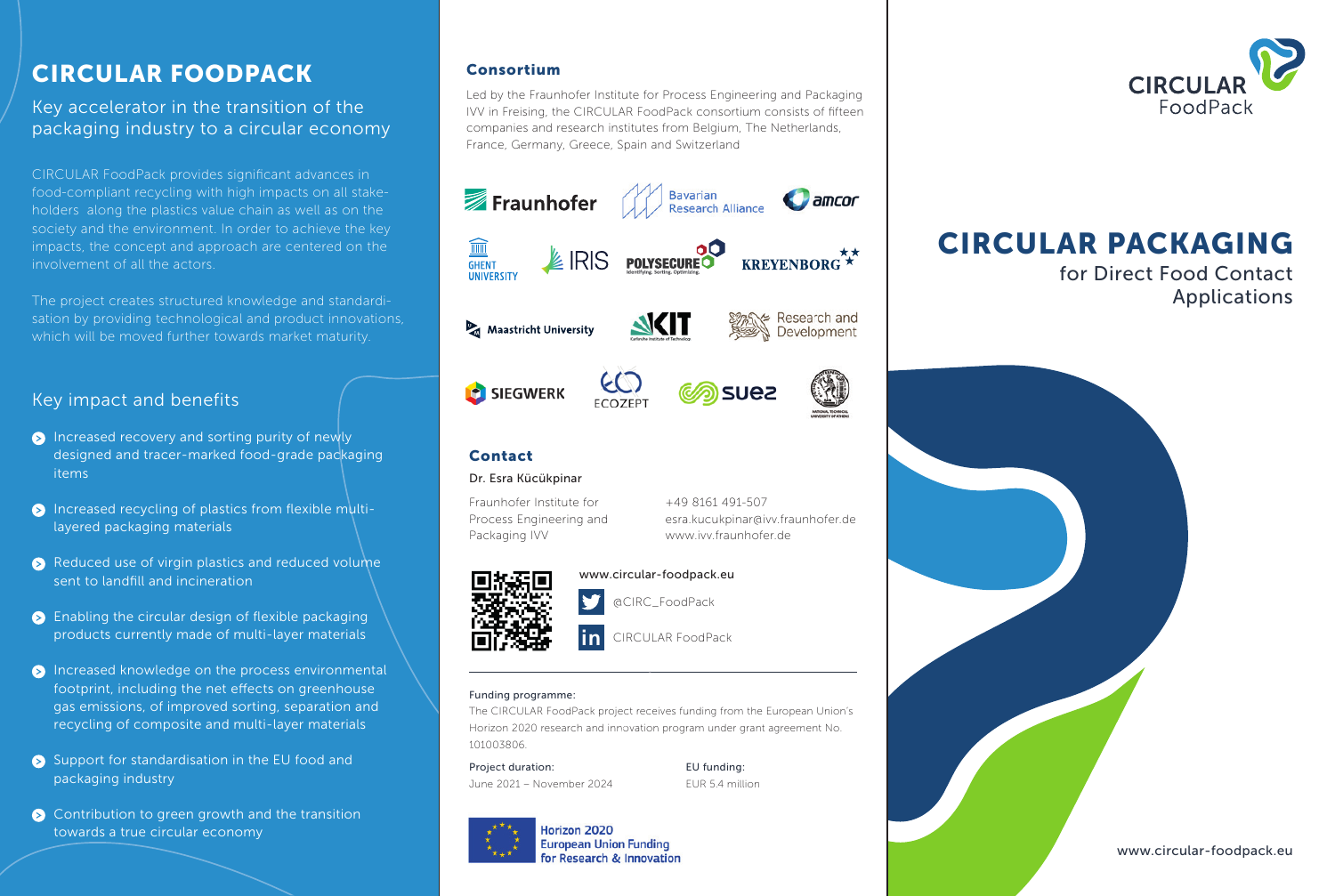# CIRCULAR FOODPACK

Key accelerator in the transition of the packaging industry to a circular economy

CIRCULAR FoodPack provides significant advances in food-compliant recycling with high impacts on all stakeholders along the plastics value chain as well as on the society and the environment. In order to achieve the key impacts, the concept and approach are centered on the involvement of all the actors.

The project creates structured knowledge and standardisation by providing technological and product innovations, which will be moved further towards market maturity.

## Key impact and benefits

- Increased recovery and sorting purity of newly designed and tracer-marked food-grade packaging items
- Increased recycling of plastics from flexible multi-layered packaging materials
- Reduced use of virgin plastics and reduced volume sent to landfill and incineration
- Enabling the circular design of flexible packaging products currently made of multi-layer materials
- Increased knowledge on the process environmental footprint, including the net effects on greenhouse gas emissions, of improved sorting, separation and recycling of composite and multi-layer materials
- Support for standardisation in the EU food and packaging industry
- Contribution to green growth and the transition towards a true circular economy

## Consortium

Led by the Fraunhofer Institute for Process Engineering and Packaging IVV in Freising, the CIRCULAR FoodPack consortium consists of fifteen companies and research institutes from Belgium, The Netherlands, France, Germany, Greece, Spain and Switzerland

Fraunhofer, Bavarian Research Alliance, amcor, Ghent University, IRIS, Polysecure, Kreyenborg, Maastricht University, KIT, Research and Development, Siegwerk, Ecozept, suez, National Technical University of Athens

## Contact

Dr. Esra Kücükpinar

Fraunhofer Institute for Process Engineering and Packaging IVV

+49 8161 491-507
esra.kucukpinar@ivv.fraunhofer.de
www.ivv.fraunhofer.de

www.circular-foodpack.eu

@CIRC_FoodPack

CIRCULAR FoodPack

Funding programme:
The CIRCULAR FoodPack project receives funding from the European Union's Horizon 2020 research and innovation program under grant agreement No. 101003806.

Project duration:
June 2021 – November 2024

EU funding:
EUR 5.4 million

Horizon 2020
European Union Funding
for Research & Innovation

CIRCULAR FoodPack

# CIRCULAR PACKAGING

for Direct Food Contact Applications

www.circular-foodpack.eu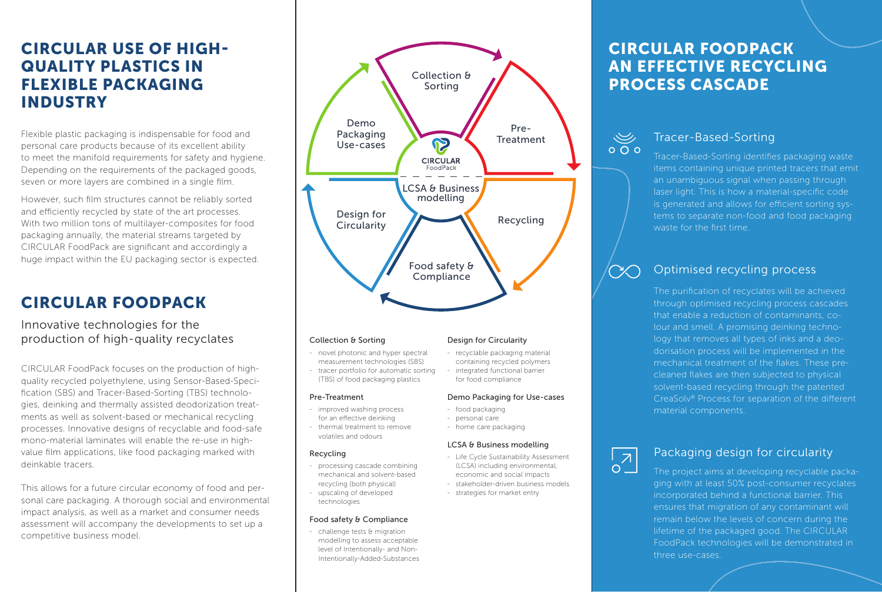# CIRCULAR USE OF HIGH-QUALITY PLASTICS IN FLEXIBLE PACKAGING INDUSTRY

Flexible plastic packaging is indispensable for food and personal care products because of its excellent ability to meet the manifold requirements for safety and hygiene. Depending on the requirements of the packaged goods, seven or more layers are combined in a single film.

However, such film structures cannot be reliably sorted and efficiently recycled by state of the art processes. With two million tons of multilayer-composites for food packaging annually, the material streams targeted by CIRCULAR FoodPack are significant and accordingly a huge impact within the EU packaging sector is expected.

# CIRCULAR FOODPACK

## Innovative technologies for the production of high-quality recyclates

CIRCULAR FoodPack focuses on the production of high-quality recycled polyethylene, using Sensor-Based-Specification (SBS) and Tracer-Based-Sorting (TBS) technologies, deinking and thermally assisted deodorization treatments as well as solvent-based or mechanical recycling processes. Innovative designs of recyclable and food-safe mono-material laminates will enable the re-use in high-value film applications, like food packaging marked with deinkable tracers.

This allows for a future circular economy of food and personal care packaging. A thorough social and environmental impact analysis, as well as a market and consumer needs assessment will accompany the developments to set up a competitive business model.

Collection & Sorting

Pre-Treatment

Recycling

Food safety & Compliance

Design for Circularity

Demo Packaging Use-cases

CIRCULAR FoodPack

LCSA & Business modelling

### Collection & Sorting

- novel photonic and hyper spectral measurement technologies (SBS)
- tracer portfolio for automatic sorting (TBS) of food packaging plastics

### Pre-Treatment

- improved washing process for an effective deinking
- thermal treatment to remove volatiles and odours

### Recycling

- processing cascade combining mechanical and solvent-based recycling (both physical)
- upscaling of developed technologies

### Food safety & Compliance

- challenge tests & migration modelling to assess acceptable level of Intentionally- and Non-Intentionally-Added-Substances

### Design for Circularity

- recyclable packaging material containing recycled polymers
- integrated functional barrier for food compliance

### Demo Packaging for Use-cases

- food packaging
- personal care
- home care packaging

### LCSA & Business modelling

- Life Cycle Sustainability Assessment (LCSA) including environmental, economic and social impacts
- stakeholder-driven business models
- strategies for market entry

# CIRCULAR FOODPACK AN EFFECTIVE RECYCLING PROCESS CASCADE

## Tracer-Based-Sorting

Tracer-Based-Sorting identifies packaging waste items containing unique printed tracers that emit an unambiguous signal when passing through laser light. This is how a material-specific code is generated and allows for efficient sorting systems to separate non-food and food packaging waste for the first time.

## Optimised recycling process

The purification of recyclates will be achieved through optimised recycling process cascades that enable a reduction of contaminants, colour and smell. A promising deinking technology that removes all types of inks and a deodorisation process will be implemented in the mechanical treatment of the flakes. These pre-cleaned flakes are then subjected to physical solvent-based recycling through the patented CreaSolv® Process for separation of the different material components.

## Packaging design for circularity

The project aims at developing recyclable packaging with at least 50% post-consumer recyclates incorporated behind a functional barrier. This ensures that migration of any contaminant will remain below the levels of concern during the lifetime of the packaged good. The CIRCULAR FoodPack technologies will be demonstrated in three use-cases.